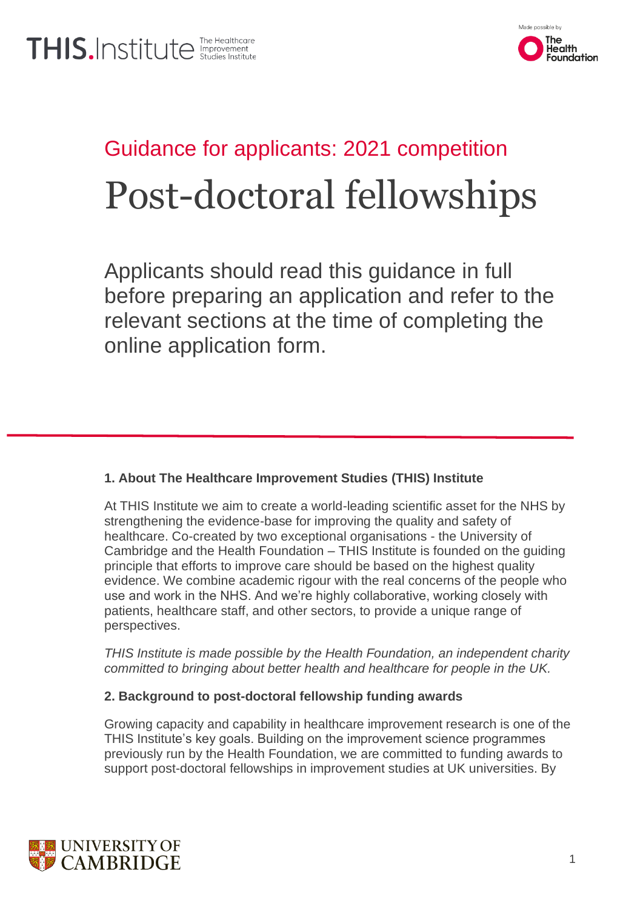THIS.Institute The Healthcare Improvement Studies Institute

Made possible by The Health Foundation

## Guidance for applicants: 2021 competition

# Post-doctoral fellowships

Applicants should read this guidance in full before preparing an application and refer to the relevant sections at the time of completing the online application form.

### 1. About The Healthcare Improvement Studies (THIS) Institute

At THIS Institute we aim to create a world-leading scientific asset for the NHS by strengthening the evidence-base for improving the quality and safety of healthcare. Co-created by two exceptional organisations - the University of Cambridge and the Health Foundation – THIS Institute is founded on the guiding principle that efforts to improve care should be based on the highest quality evidence. We combine academic rigour with the real concerns of the people who use and work in the NHS. And we're highly collaborative, working closely with patients, healthcare staff, and other sectors, to provide a unique range of perspectives.

*THIS Institute is made possible by the Health Foundation, an independent charity committed to bringing about better health and healthcare for people in the UK.*

### 2. Background to post-doctoral fellowship funding awards

Growing capacity and capability in healthcare improvement research is one of the THIS Institute's key goals. Building on the improvement science programmes previously run by the Health Foundation, we are committed to funding awards to support post-doctoral fellowships in improvement studies at UK universities. By

UNIVERSITY OF CAMBRIDGE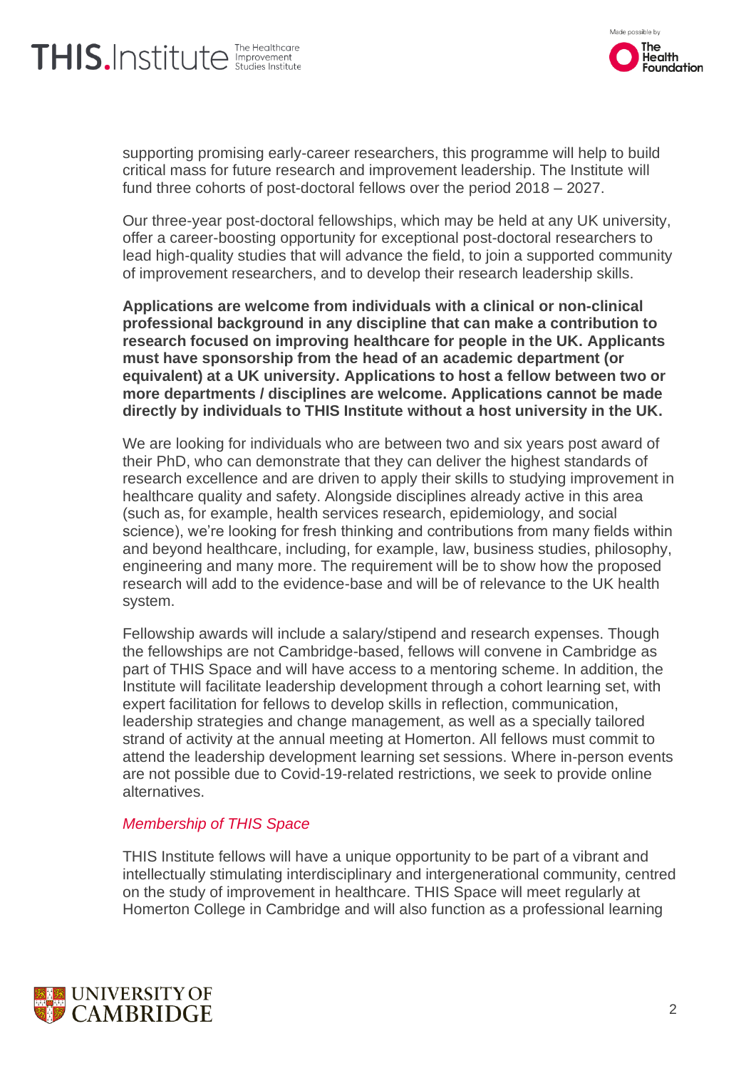supporting promising early-career researchers, this programme will help to build critical mass for future research and improvement leadership. The Institute will fund three cohorts of post-doctoral fellows over the period 2018 – 2027.

Our three-year post-doctoral fellowships, which may be held at any UK university, offer a career-boosting opportunity for exceptional post-doctoral researchers to lead high-quality studies that will advance the field, to join a supported community of improvement researchers, and to develop their research leadership skills.

**Applications are welcome from individuals with a clinical or non-clinical professional background in any discipline that can make a contribution to research focused on improving healthcare for people in the UK. Applicants must have sponsorship from the head of an academic department (or equivalent) at a UK university. Applications to host a fellow between two or more departments / disciplines are welcome. Applications cannot be made directly by individuals to THIS Institute without a host university in the UK.**

We are looking for individuals who are between two and six years post award of their PhD, who can demonstrate that they can deliver the highest standards of research excellence and are driven to apply their skills to studying improvement in healthcare quality and safety. Alongside disciplines already active in this area (such as, for example, health services research, epidemiology, and social science), we're looking for fresh thinking and contributions from many fields within and beyond healthcare, including, for example, law, business studies, philosophy, engineering and many more. The requirement will be to show how the proposed research will add to the evidence-base and will be of relevance to the UK health system.

Fellowship awards will include a salary/stipend and research expenses. Though the fellowships are not Cambridge-based, fellows will convene in Cambridge as part of THIS Space and will have access to a mentoring scheme. In addition, the Institute will facilitate leadership development through a cohort learning set, with expert facilitation for fellows to develop skills in reflection, communication, leadership strategies and change management, as well as a specially tailored strand of activity at the annual meeting at Homerton. All fellows must commit to attend the leadership development learning set sessions. Where in-person events are not possible due to Covid-19-related restrictions, we seek to provide online alternatives.

*Membership of THIS Space*

THIS Institute fellows will have a unique opportunity to be part of a vibrant and intellectually stimulating interdisciplinary and intergenerational community, centred on the study of improvement in healthcare. THIS Space will meet regularly at Homerton College in Cambridge and will also function as a professional learning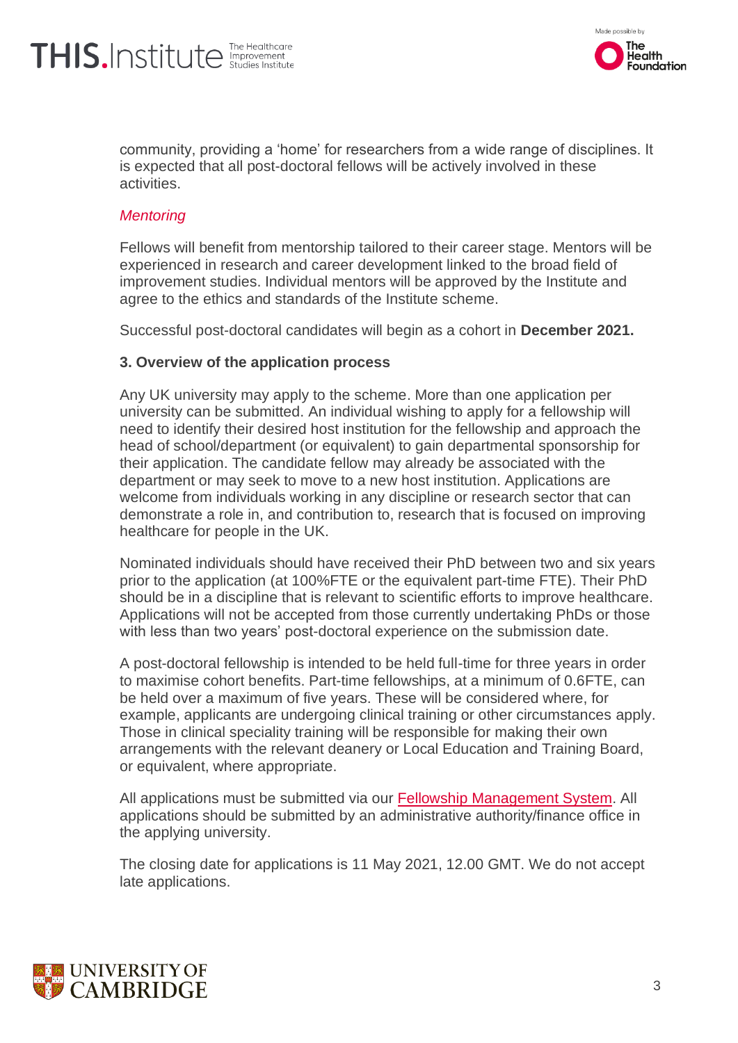community, providing a 'home' for researchers from a wide range of disciplines. It is expected that all post-doctoral fellows will be actively involved in these activities.

*Mentoring*

Fellows will benefit from mentorship tailored to their career stage. Mentors will be experienced in research and career development linked to the broad field of improvement studies. Individual mentors will be approved by the Institute and agree to the ethics and standards of the Institute scheme.

Successful post-doctoral candidates will begin as a cohort in **December 2021.**

### 3. Overview of the application process

Any UK university may apply to the scheme. More than one application per university can be submitted. An individual wishing to apply for a fellowship will need to identify their desired host institution for the fellowship and approach the head of school/department (or equivalent) to gain departmental sponsorship for their application. The candidate fellow may already be associated with the department or may seek to move to a new host institution. Applications are welcome from individuals working in any discipline or research sector that can demonstrate a role in, and contribution to, research that is focused on improving healthcare for people in the UK.

Nominated individuals should have received their PhD between two and six years prior to the application (at 100%FTE or the equivalent part-time FTE). Their PhD should be in a discipline that is relevant to scientific efforts to improve healthcare. Applications will not be accepted from those currently undertaking PhDs or those with less than two years' post-doctoral experience on the submission date.

A post-doctoral fellowship is intended to be held full-time for three years in order to maximise cohort benefits. Part-time fellowships, at a minimum of 0.6FTE, can be held over a maximum of five years. These will be considered where, for example, applicants are undergoing clinical training or other circumstances apply. Those in clinical speciality training will be responsible for making their own arrangements with the relevant deanery or Local Education and Training Board, or equivalent, where appropriate.

All applications must be submitted via our Fellowship Management System. All applications should be submitted by an administrative authority/finance office in the applying university.

The closing date for applications is 11 May 2021, 12.00 GMT. We do not accept late applications.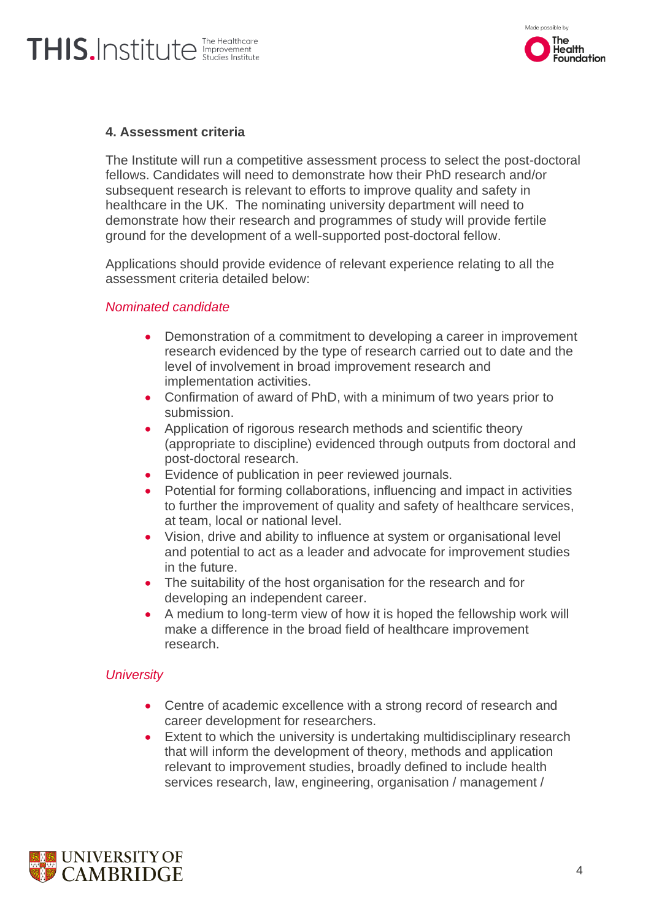## 4. Assessment criteria

The Institute will run a competitive assessment process to select the post-doctoral fellows. Candidates will need to demonstrate how their PhD research and/or subsequent research is relevant to efforts to improve quality and safety in healthcare in the UK. The nominating university department will need to demonstrate how their research and programmes of study will provide fertile ground for the development of a well-supported post-doctoral fellow.

Applications should provide evidence of relevant experience relating to all the assessment criteria detailed below:

*Nominated candidate*

- Demonstration of a commitment to developing a career in improvement research evidenced by the type of research carried out to date and the level of involvement in broad improvement research and implementation activities.
- Confirmation of award of PhD, with a minimum of two years prior to submission.
- Application of rigorous research methods and scientific theory (appropriate to discipline) evidenced through outputs from doctoral and post-doctoral research.
- Evidence of publication in peer reviewed journals.
- Potential for forming collaborations, influencing and impact in activities to further the improvement of quality and safety of healthcare services, at team, local or national level.
- Vision, drive and ability to influence at system or organisational level and potential to act as a leader and advocate for improvement studies in the future.
- The suitability of the host organisation for the research and for developing an independent career.
- A medium to long-term view of how it is hoped the fellowship work will make a difference in the broad field of healthcare improvement research.

*University*

- Centre of academic excellence with a strong record of research and career development for researchers.
- Extent to which the university is undertaking multidisciplinary research that will inform the development of theory, methods and application relevant to improvement studies, broadly defined to include health services research, law, engineering, organisation / management /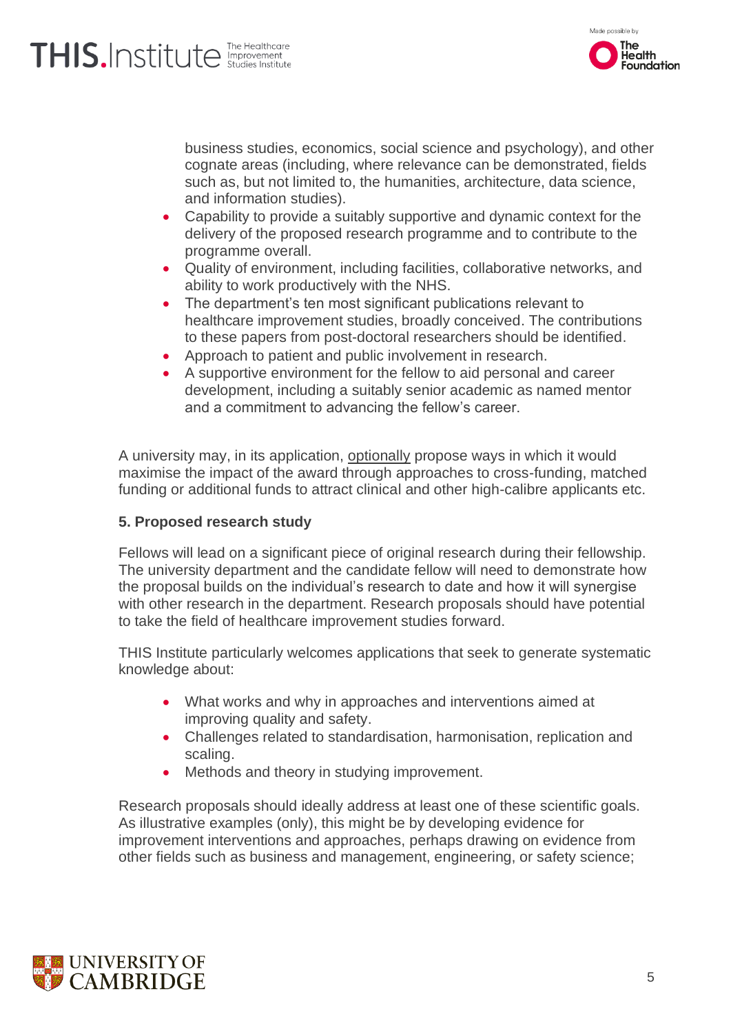business studies, economics, social science and psychology), and other cognate areas (including, where relevance can be demonstrated, fields such as, but not limited to, the humanities, architecture, data science, and information studies).

- Capability to provide a suitably supportive and dynamic context for the delivery of the proposed research programme and to contribute to the programme overall.
- Quality of environment, including facilities, collaborative networks, and ability to work productively with the NHS.
- The department's ten most significant publications relevant to healthcare improvement studies, broadly conceived. The contributions to these papers from post-doctoral researchers should be identified.
- Approach to patient and public involvement in research.
- A supportive environment for the fellow to aid personal and career development, including a suitably senior academic as named mentor and a commitment to advancing the fellow's career.

A university may, in its application, optionally propose ways in which it would maximise the impact of the award through approaches to cross-funding, matched funding or additional funds to attract clinical and other high-calibre applicants etc.

**5. Proposed research study**

Fellows will lead on a significant piece of original research during their fellowship. The university department and the candidate fellow will need to demonstrate how the proposal builds on the individual's research to date and how it will synergise with other research in the department. Research proposals should have potential to take the field of healthcare improvement studies forward.

THIS Institute particularly welcomes applications that seek to generate systematic knowledge about:

- What works and why in approaches and interventions aimed at improving quality and safety.
- Challenges related to standardisation, harmonisation, replication and scaling.
- Methods and theory in studying improvement.

Research proposals should ideally address at least one of these scientific goals. As illustrative examples (only), this might be by developing evidence for improvement interventions and approaches, perhaps drawing on evidence from other fields such as business and management, engineering, or safety science;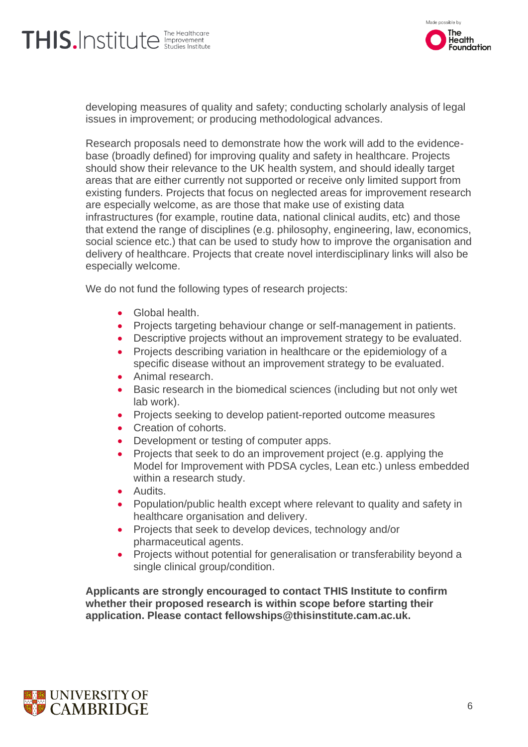developing measures of quality and safety; conducting scholarly analysis of legal issues in improvement; or producing methodological advances.

Research proposals need to demonstrate how the work will add to the evidence-base (broadly defined) for improving quality and safety in healthcare. Projects should show their relevance to the UK health system, and should ideally target areas that are either currently not supported or receive only limited support from existing funders. Projects that focus on neglected areas for improvement research are especially welcome, as are those that make use of existing data infrastructures (for example, routine data, national clinical audits, etc) and those that extend the range of disciplines (e.g. philosophy, engineering, law, economics, social science etc.) that can be used to study how to improve the organisation and delivery of healthcare. Projects that create novel interdisciplinary links will also be especially welcome.

We do not fund the following types of research projects:

- Global health.
- Projects targeting behaviour change or self-management in patients.
- Descriptive projects without an improvement strategy to be evaluated.
- Projects describing variation in healthcare or the epidemiology of a specific disease without an improvement strategy to be evaluated.
- Animal research.
- Basic research in the biomedical sciences (including but not only wet lab work).
- Projects seeking to develop patient-reported outcome measures
- Creation of cohorts.
- Development or testing of computer apps.
- Projects that seek to do an improvement project (e.g. applying the Model for Improvement with PDSA cycles, Lean etc.) unless embedded within a research study.
- Audits.
- Population/public health except where relevant to quality and safety in healthcare organisation and delivery.
- Projects that seek to develop devices, technology and/or pharmaceutical agents.
- Projects without potential for generalisation or transferability beyond a single clinical group/condition.

**Applicants are strongly encouraged to contact THIS Institute to confirm whether their proposed research is within scope before starting their application. Please contact fellowships@thisinstitute.cam.ac.uk.**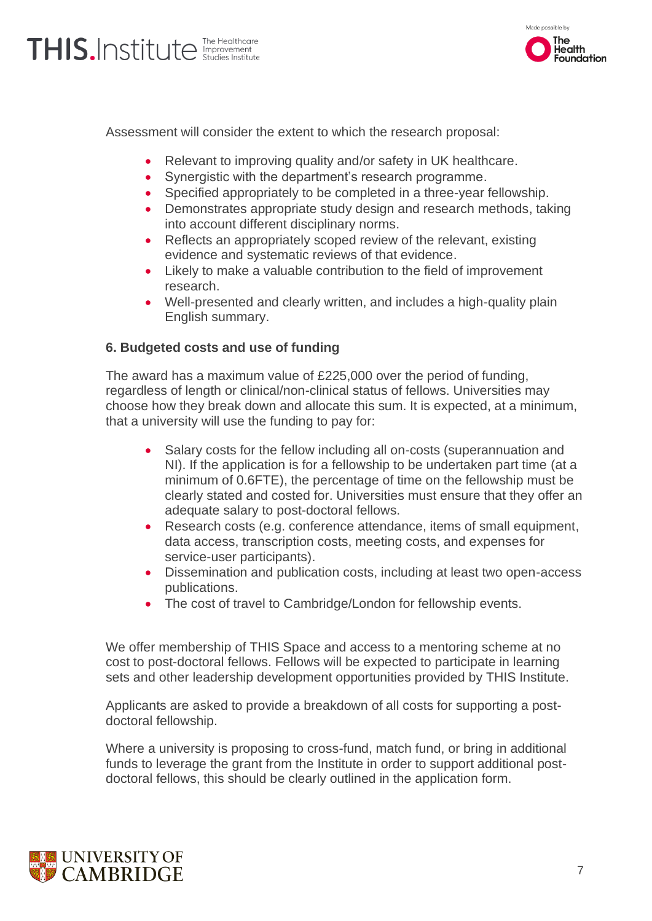Assessment will consider the extent to which the research proposal:

- Relevant to improving quality and/or safety in UK healthcare.
- Synergistic with the department's research programme.
- Specified appropriately to be completed in a three-year fellowship.
- Demonstrates appropriate study design and research methods, taking into account different disciplinary norms.
- Reflects an appropriately scoped review of the relevant, existing evidence and systematic reviews of that evidence.
- Likely to make a valuable contribution to the field of improvement research.
- Well-presented and clearly written, and includes a high-quality plain English summary.

### 6. Budgeted costs and use of funding

The award has a maximum value of £225,000 over the period of funding, regardless of length or clinical/non-clinical status of fellows. Universities may choose how they break down and allocate this sum. It is expected, at a minimum, that a university will use the funding to pay for:

- Salary costs for the fellow including all on-costs (superannuation and NI). If the application is for a fellowship to be undertaken part time (at a minimum of 0.6FTE), the percentage of time on the fellowship must be clearly stated and costed for. Universities must ensure that they offer an adequate salary to post-doctoral fellows.
- Research costs (e.g. conference attendance, items of small equipment, data access, transcription costs, meeting costs, and expenses for service-user participants).
- Dissemination and publication costs, including at least two open-access publications.
- The cost of travel to Cambridge/London for fellowship events.

We offer membership of THIS Space and access to a mentoring scheme at no cost to post-doctoral fellows. Fellows will be expected to participate in learning sets and other leadership development opportunities provided by THIS Institute.

Applicants are asked to provide a breakdown of all costs for supporting a post-doctoral fellowship.

Where a university is proposing to cross-fund, match fund, or bring in additional funds to leverage the grant from the Institute in order to support additional post-doctoral fellows, this should be clearly outlined in the application form.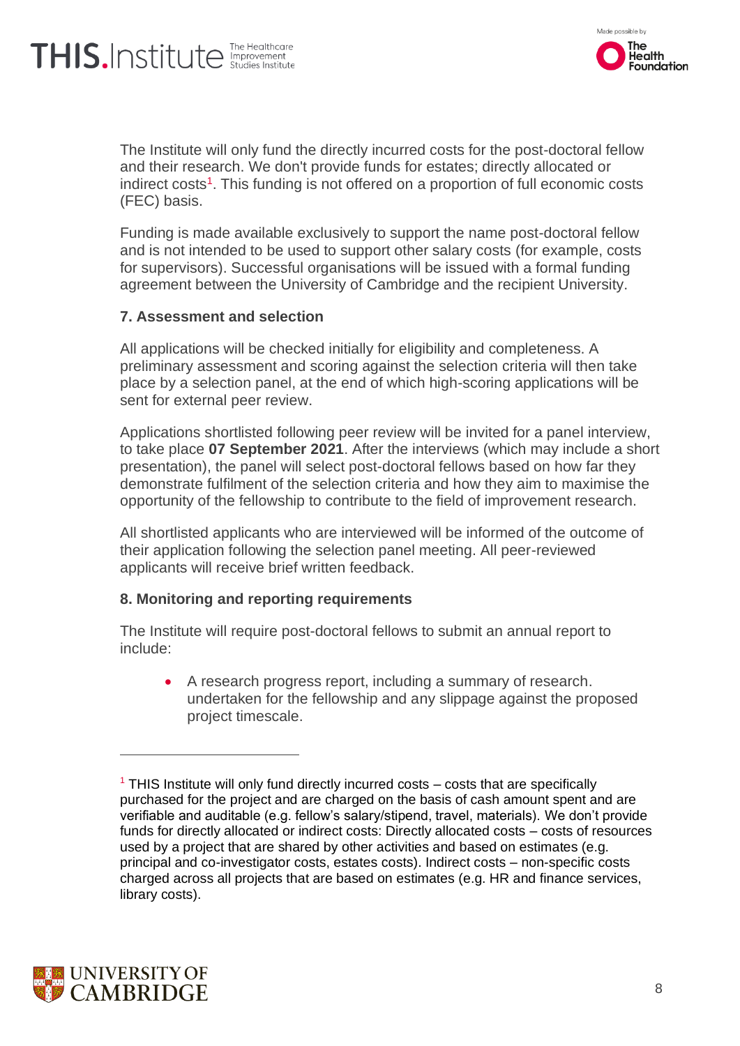The Institute will only fund the directly incurred costs for the post-doctoral fellow and their research. We don't provide funds for estates; directly allocated or indirect costs[1]. This funding is not offered on a proportion of full economic costs (FEC) basis.

Funding is made available exclusively to support the name post-doctoral fellow and is not intended to be used to support other salary costs (for example, costs for supervisors). Successful organisations will be issued with a formal funding agreement between the University of Cambridge and the recipient University.

### 7. Assessment and selection

All applications will be checked initially for eligibility and completeness. A preliminary assessment and scoring against the selection criteria will then take place by a selection panel, at the end of which high-scoring applications will be sent for external peer review.

Applications shortlisted following peer review will be invited for a panel interview, to take place **07 September 2021**. After the interviews (which may include a short presentation), the panel will select post-doctoral fellows based on how far they demonstrate fulfilment of the selection criteria and how they aim to maximise the opportunity of the fellowship to contribute to the field of improvement research.

All shortlisted applicants who are interviewed will be informed of the outcome of their application following the selection panel meeting. All peer-reviewed applicants will receive brief written feedback.

### 8. Monitoring and reporting requirements

The Institute will require post-doctoral fellows to submit an annual report to include:

- A research progress report, including a summary of research. undertaken for the fellowship and any slippage against the proposed project timescale.

---

[1] THIS Institute will only fund directly incurred costs – costs that are specifically purchased for the project and are charged on the basis of cash amount spent and are verifiable and auditable (e.g. fellow's salary/stipend, travel, materials). We don't provide funds for directly allocated or indirect costs: Directly allocated costs – costs of resources used by a project that are shared by other activities and based on estimates (e.g. principal and co-investigator costs, estates costs). Indirect costs – non-specific costs charged across all projects that are based on estimates (e.g. HR and finance services, library costs).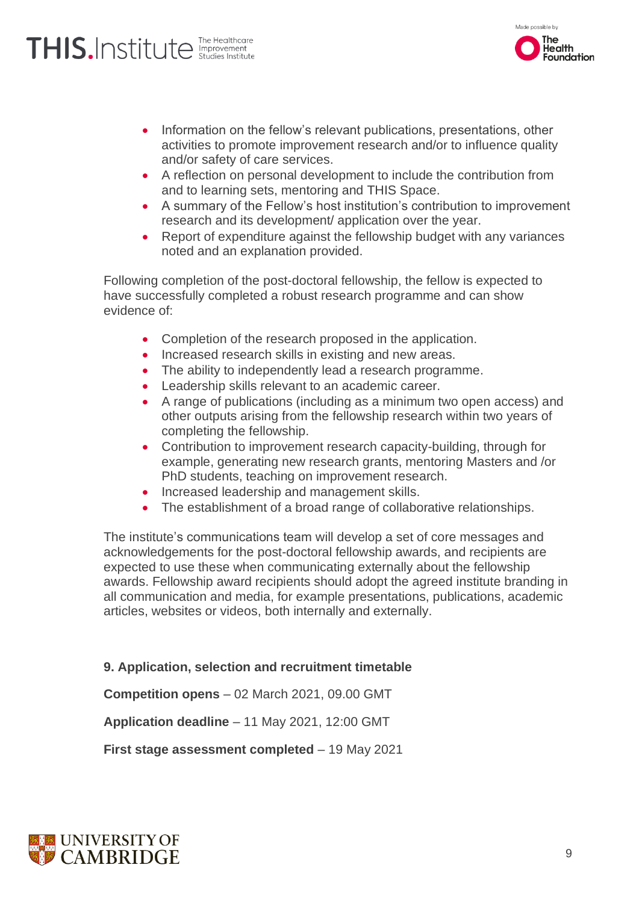- Information on the fellow's relevant publications, presentations, other activities to promote improvement research and/or to influence quality and/or safety of care services.
- A reflection on personal development to include the contribution from and to learning sets, mentoring and THIS Space.
- A summary of the Fellow's host institution's contribution to improvement research and its development/ application over the year.
- Report of expenditure against the fellowship budget with any variances noted and an explanation provided.

Following completion of the post-doctoral fellowship, the fellow is expected to have successfully completed a robust research programme and can show evidence of:

- Completion of the research proposed in the application.
- Increased research skills in existing and new areas.
- The ability to independently lead a research programme.
- Leadership skills relevant to an academic career.
- A range of publications (including as a minimum two open access) and other outputs arising from the fellowship research within two years of completing the fellowship.
- Contribution to improvement research capacity-building, through for example, generating new research grants, mentoring Masters and /or PhD students, teaching on improvement research.
- Increased leadership and management skills.
- The establishment of a broad range of collaborative relationships.

The institute's communications team will develop a set of core messages and acknowledgements for the post-doctoral fellowship awards, and recipients are expected to use these when communicating externally about the fellowship awards. Fellowship award recipients should adopt the agreed institute branding in all communication and media, for example presentations, publications, academic articles, websites or videos, both internally and externally.

## 9. Application, selection and recruitment timetable

**Competition opens** – 02 March 2021, 09.00 GMT

**Application deadline** – 11 May 2021, 12:00 GMT

**First stage assessment completed** – 19 May 2021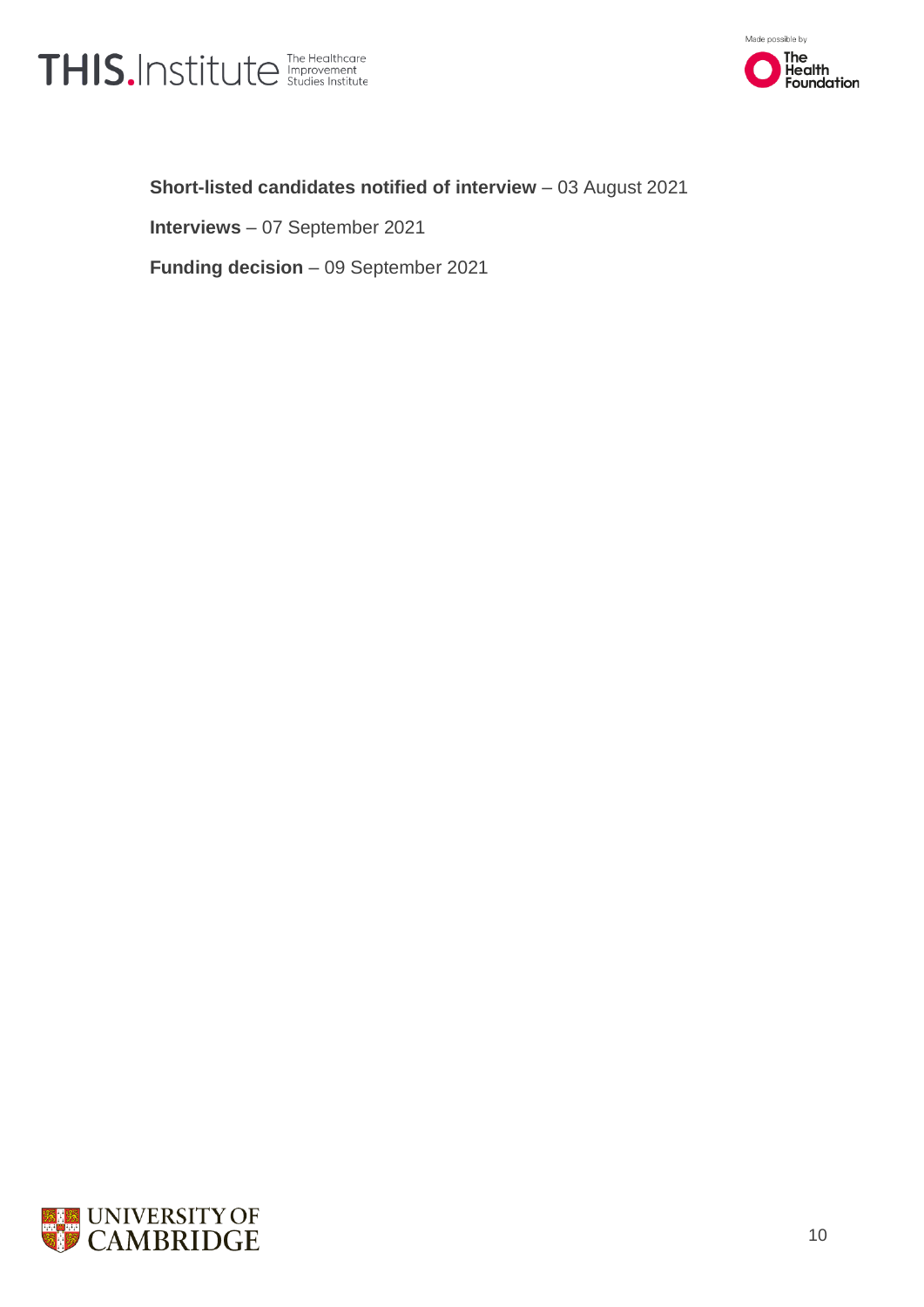**Short-listed candidates notified of interview** – 03 August 2021

**Interviews** – 07 September 2021

**Funding decision** – 09 September 2021